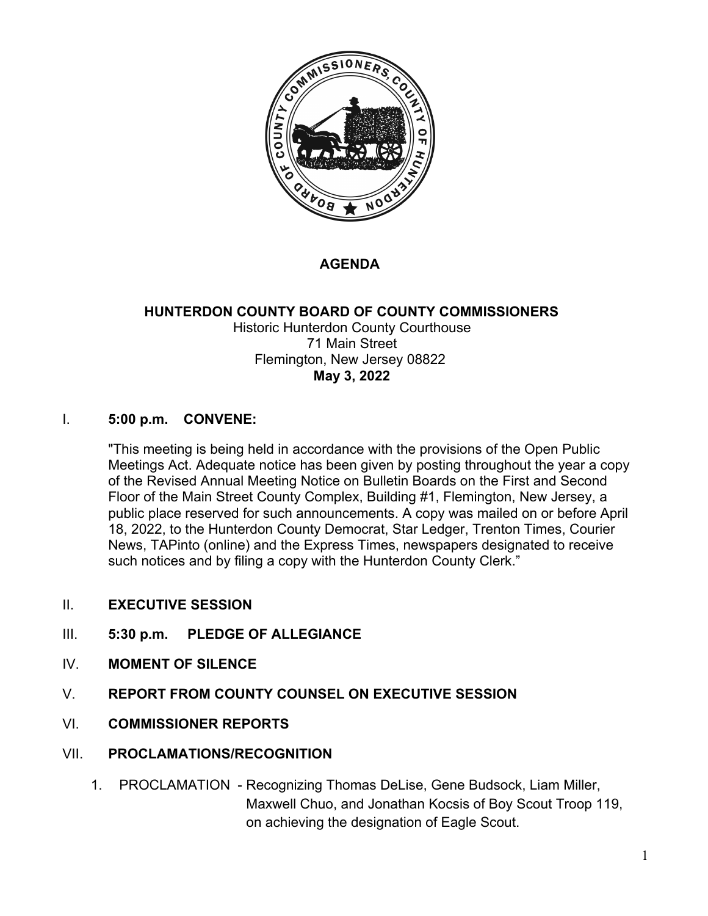# AGENDA

## HUNTERDON COUNTY BOARD OF COUNTY COMMISSIONERS

Historic Hunterdon County Courthouse
71 Main Street
Flemington, New Jersey 08822
**May 3, 2022**

I. **5:00 p.m. CONVENE:**

"This meeting is being held in accordance with the provisions of the Open Public Meetings Act. Adequate notice has been given by posting throughout the year a copy of the Revised Annual Meeting Notice on Bulletin Boards on the First and Second Floor of the Main Street County Complex, Building #1, Flemington, New Jersey, a public place reserved for such announcements. A copy was mailed on or before April 18, 2022, to the Hunterdon County Democrat, Star Ledger, Trenton Times, Courier News, TAPinto (online) and the Express Times, newspapers designated to receive such notices and by filing a copy with the Hunterdon County Clerk."

II. **EXECUTIVE SESSION**

III. **5:30 p.m. PLEDGE OF ALLEGIANCE**

IV. **MOMENT OF SILENCE**

V. **REPORT FROM COUNTY COUNSEL ON EXECUTIVE SESSION**

VI. **COMMISSIONER REPORTS**

VII. **PROCLAMATIONS/RECOGNITION**

1. PROCLAMATION - Recognizing Thomas DeLise, Gene Budsock, Liam Miller, Maxwell Chuo, and Jonathan Kocsis of Boy Scout Troop 119, on achieving the designation of Eagle Scout.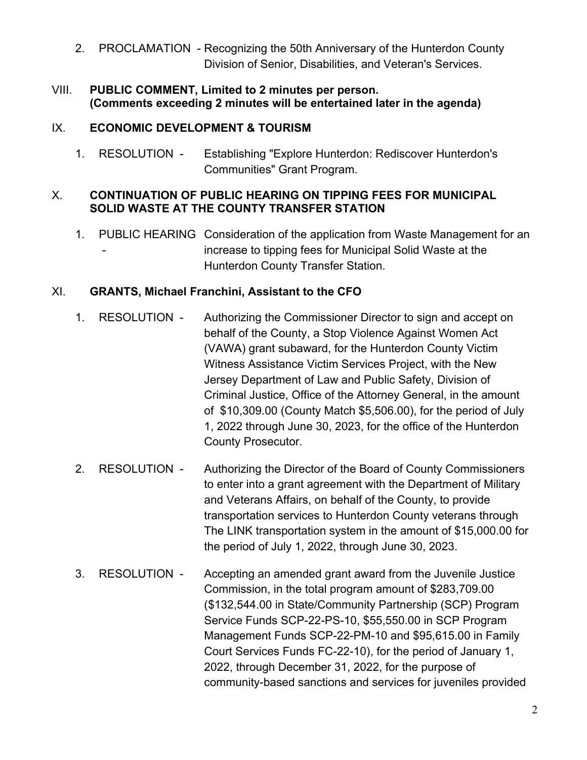2. PROCLAMATION - Recognizing the 50th Anniversary of the Hunterdon County Division of Senior, Disabilities, and Veteran's Services.

VIII. **PUBLIC COMMENT, Limited to 2 minutes per person. (Comments exceeding 2 minutes will be entertained later in the agenda)**

IX. **ECONOMIC DEVELOPMENT & TOURISM**

1. RESOLUTION - Establishing "Explore Hunterdon: Rediscover Hunterdon's Communities" Grant Program.

X. **CONTINUATION OF PUBLIC HEARING ON TIPPING FEES FOR MUNICIPAL SOLID WASTE AT THE COUNTY TRANSFER STATION**

1. PUBLIC HEARING - Consideration of the application from Waste Management for an increase to tipping fees for Municipal Solid Waste at the Hunterdon County Transfer Station.

XI. **GRANTS, Michael Franchini, Assistant to the CFO**

1. RESOLUTION - Authorizing the Commissioner Director to sign and accept on behalf of the County, a Stop Violence Against Women Act (VAWA) grant subaward, for the Hunterdon County Victim Witness Assistance Victim Services Project, with the New Jersey Department of Law and Public Safety, Division of Criminal Justice, Office of the Attorney General, in the amount of $10,309.00 (County Match $5,506.00), for the period of July 1, 2022 through June 30, 2023, for the office of the Hunterdon County Prosecutor.

2. RESOLUTION - Authorizing the Director of the Board of County Commissioners to enter into a grant agreement with the Department of Military and Veterans Affairs, on behalf of the County, to provide transportation services to Hunterdon County veterans through The LINK transportation system in the amount of $15,000.00 for the period of July 1, 2022, through June 30, 2023.

3. RESOLUTION - Accepting an amended grant award from the Juvenile Justice Commission, in the total program amount of $283,709.00 ($132,544.00 in State/Community Partnership (SCP) Program Service Funds SCP-22-PS-10, $55,550.00 in SCP Program Management Funds SCP-22-PM-10 and $95,615.00 in Family Court Services Funds FC-22-10), for the period of January 1, 2022, through December 31, 2022, for the purpose of community-based sanctions and services for juveniles provided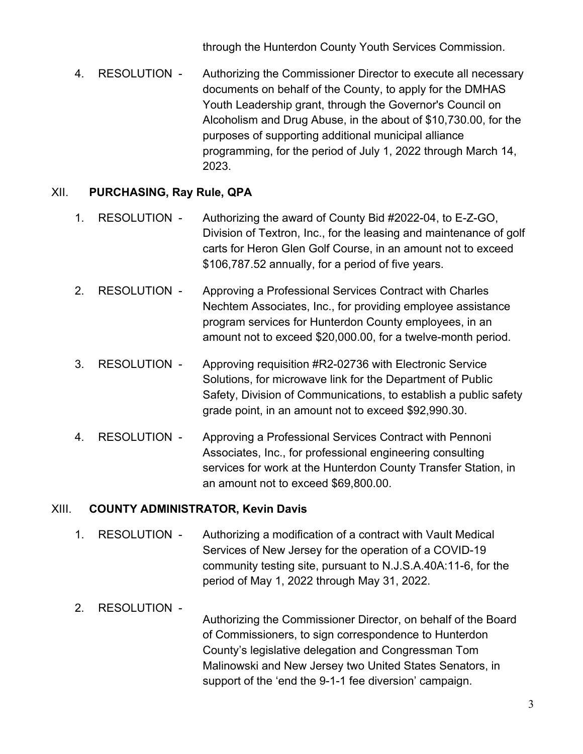through the Hunterdon County Youth Services Commission.

4. RESOLUTION - Authorizing the Commissioner Director to execute all necessary documents on behalf of the County, to apply for the DMHAS Youth Leadership grant, through the Governor's Council on Alcoholism and Drug Abuse, in the about of $10,730.00, for the purposes of supporting additional municipal alliance programming, for the period of July 1, 2022 through March 14, 2023.

## XII. PURCHASING, Ray Rule, QPA

1. RESOLUTION - Authorizing the award of County Bid #2022-04, to E-Z-GO, Division of Textron, Inc., for the leasing and maintenance of golf carts for Heron Glen Golf Course, in an amount not to exceed $106,787.52 annually, for a period of five years.

2. RESOLUTION - Approving a Professional Services Contract with Charles Nechtem Associates, Inc., for providing employee assistance program services for Hunterdon County employees, in an amount not to exceed $20,000.00, for a twelve-month period.

3. RESOLUTION - Approving requisition #R2-02736 with Electronic Service Solutions, for microwave link for the Department of Public Safety, Division of Communications, to establish a public safety grade point, in an amount not to exceed $92,990.30.

4. RESOLUTION - Approving a Professional Services Contract with Pennoni Associates, Inc., for professional engineering consulting services for work at the Hunterdon County Transfer Station, in an amount not to exceed $69,800.00.

## XIII. COUNTY ADMINISTRATOR, Kevin Davis

1. RESOLUTION - Authorizing a modification of a contract with Vault Medical Services of New Jersey for the operation of a COVID-19 community testing site, pursuant to N.J.S.A.40A:11-6, for the period of May 1, 2022 through May 31, 2022.

2. RESOLUTION - Authorizing the Commissioner Director, on behalf of the Board of Commissioners, to sign correspondence to Hunterdon County's legislative delegation and Congressman Tom Malinowski and New Jersey two United States Senators, in support of the 'end the 9-1-1 fee diversion' campaign.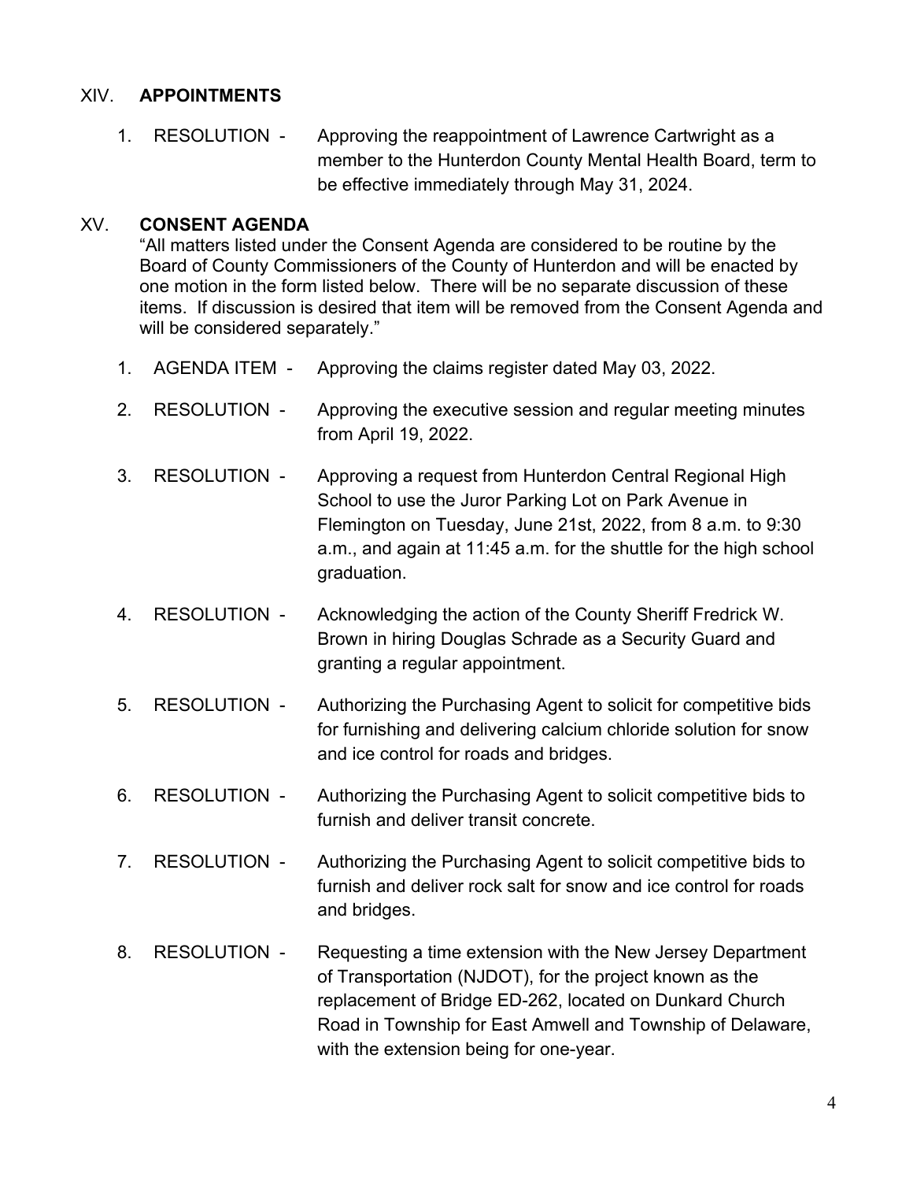## XIV. **APPOINTMENTS**

1. RESOLUTION - Approving the reappointment of Lawrence Cartwright as a member to the Hunterdon County Mental Health Board, term to be effective immediately through May 31, 2024.

## XV. **CONSENT AGENDA**

"All matters listed under the Consent Agenda are considered to be routine by the Board of County Commissioners of the County of Hunterdon and will be enacted by one motion in the form listed below. There will be no separate discussion of these items. If discussion is desired that item will be removed from the Consent Agenda and will be considered separately."

1. AGENDA ITEM - Approving the claims register dated May 03, 2022.

2. RESOLUTION - Approving the executive session and regular meeting minutes from April 19, 2022.

3. RESOLUTION - Approving a request from Hunterdon Central Regional High School to use the Juror Parking Lot on Park Avenue in Flemington on Tuesday, June 21st, 2022, from 8 a.m. to 9:30 a.m., and again at 11:45 a.m. for the shuttle for the high school graduation.

4. RESOLUTION - Acknowledging the action of the County Sheriff Fredrick W. Brown in hiring Douglas Schrade as a Security Guard and granting a regular appointment.

5. RESOLUTION - Authorizing the Purchasing Agent to solicit for competitive bids for furnishing and delivering calcium chloride solution for snow and ice control for roads and bridges.

6. RESOLUTION - Authorizing the Purchasing Agent to solicit competitive bids to furnish and deliver transit concrete.

7. RESOLUTION - Authorizing the Purchasing Agent to solicit competitive bids to furnish and deliver rock salt for snow and ice control for roads and bridges.

8. RESOLUTION - Requesting a time extension with the New Jersey Department of Transportation (NJDOT), for the project known as the replacement of Bridge ED-262, located on Dunkard Church Road in Township for East Amwell and Township of Delaware, with the extension being for one-year.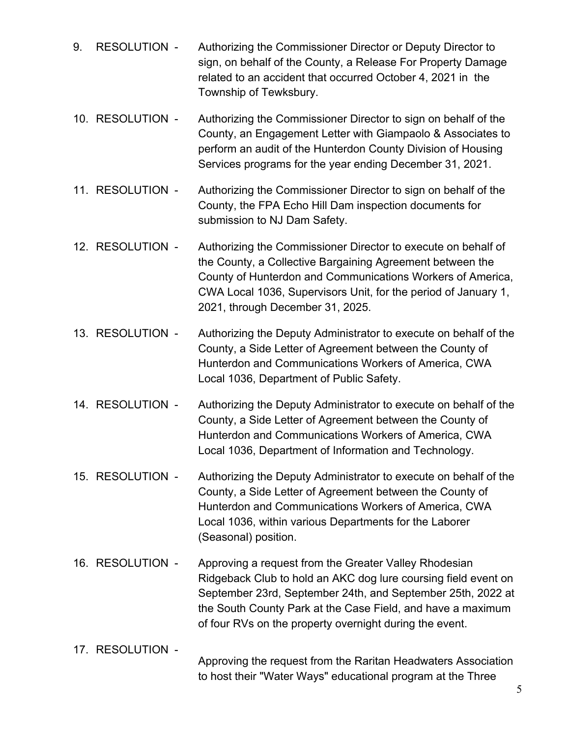9. RESOLUTION - Authorizing the Commissioner Director or Deputy Director to sign, on behalf of the County, a Release For Property Damage related to an accident that occurred October 4, 2021 in the Township of Tewksbury.

10. RESOLUTION - Authorizing the Commissioner Director to sign on behalf of the County, an Engagement Letter with Giampaolo & Associates to perform an audit of the Hunterdon County Division of Housing Services programs for the year ending December 31, 2021.

11. RESOLUTION - Authorizing the Commissioner Director to sign on behalf of the County, the FPA Echo Hill Dam inspection documents for submission to NJ Dam Safety.

12. RESOLUTION - Authorizing the Commissioner Director to execute on behalf of the County, a Collective Bargaining Agreement between the County of Hunterdon and Communications Workers of America, CWA Local 1036, Supervisors Unit, for the period of January 1, 2021, through December 31, 2025.

13. RESOLUTION - Authorizing the Deputy Administrator to execute on behalf of the County, a Side Letter of Agreement between the County of Hunterdon and Communications Workers of America, CWA Local 1036, Department of Public Safety.

14. RESOLUTION - Authorizing the Deputy Administrator to execute on behalf of the County, a Side Letter of Agreement between the County of Hunterdon and Communications Workers of America, CWA Local 1036, Department of Information and Technology.

15. RESOLUTION - Authorizing the Deputy Administrator to execute on behalf of the County, a Side Letter of Agreement between the County of Hunterdon and Communications Workers of America, CWA Local 1036, within various Departments for the Laborer (Seasonal) position.

16. RESOLUTION - Approving a request from the Greater Valley Rhodesian Ridgeback Club to hold an AKC dog lure coursing field event on September 23rd, September 24th, and September 25th, 2022 at the South County Park at the Case Field, and have a maximum of four RVs on the property overnight during the event.

17. RESOLUTION - Approving the request from the Raritan Headwaters Association to host their "Water Ways" educational program at the Three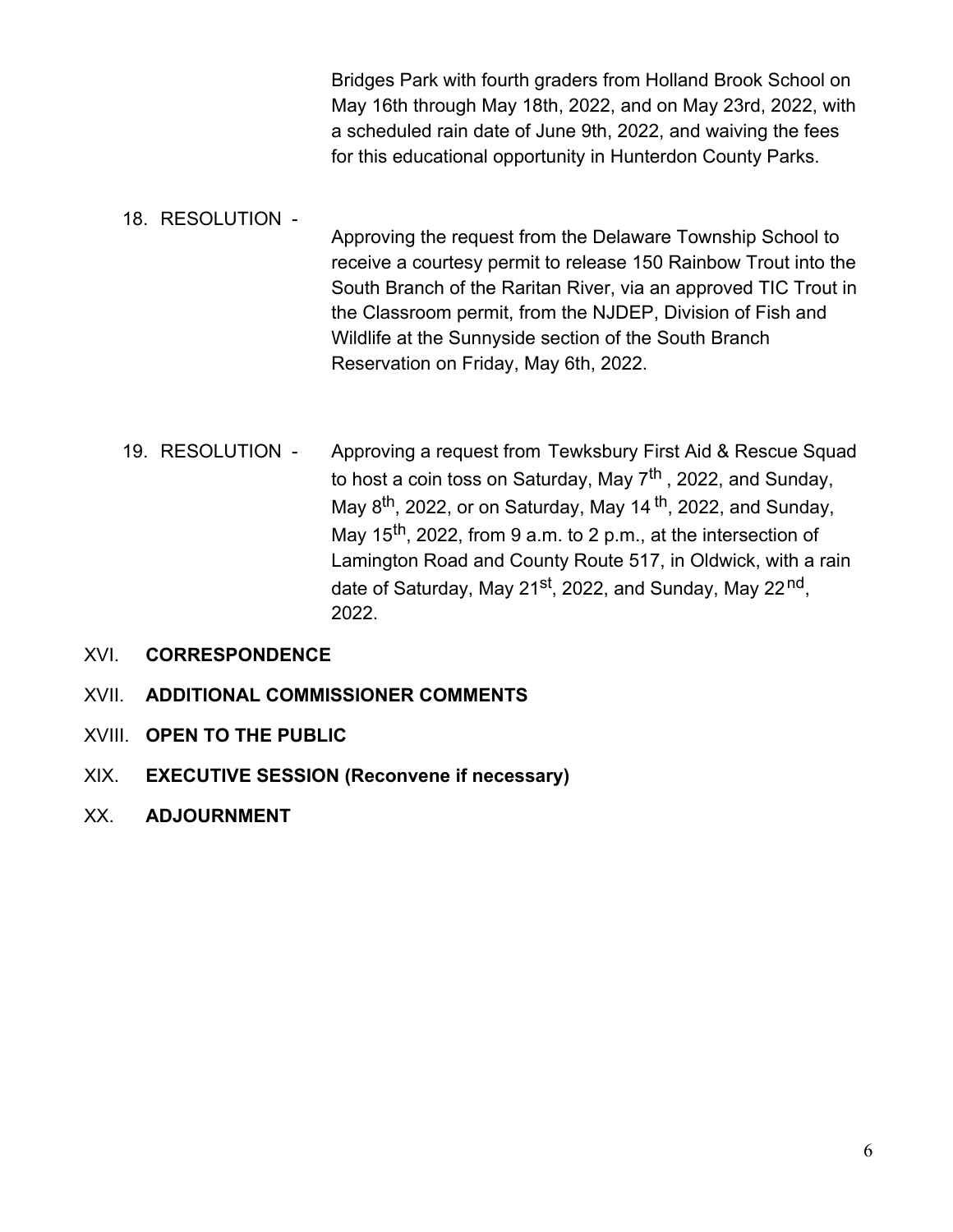Bridges Park with fourth graders from Holland Brook School on May 16th through May 18th, 2022, and on May 23rd, 2022, with a scheduled rain date of June 9th, 2022, and waiving the fees for this educational opportunity in Hunterdon County Parks.

18. RESOLUTION - Approving the request from the Delaware Township School to receive a courtesy permit to release 150 Rainbow Trout into the South Branch of the Raritan River, via an approved TIC Trout in the Classroom permit, from the NJDEP, Division of Fish and Wildlife at the Sunnyside section of the South Branch Reservation on Friday, May 6th, 2022.

19. RESOLUTION - Approving a request from Tewksbury First Aid & Rescue Squad to host a coin toss on Saturday, May 7th , 2022, and Sunday, May 8th, 2022, or on Saturday, May 14 th, 2022, and Sunday, May 15th, 2022, from 9 a.m. to 2 p.m., at the intersection of Lamington Road and County Route 517, in Oldwick, with a rain date of Saturday, May 21st, 2022, and Sunday, May 22nd, 2022.

XVI. **CORRESPONDENCE**

XVII. **ADDITIONAL COMMISSIONER COMMENTS**

XVIII. **OPEN TO THE PUBLIC**

XIX. **EXECUTIVE SESSION (Reconvene if necessary)**

XX. **ADJOURNMENT**